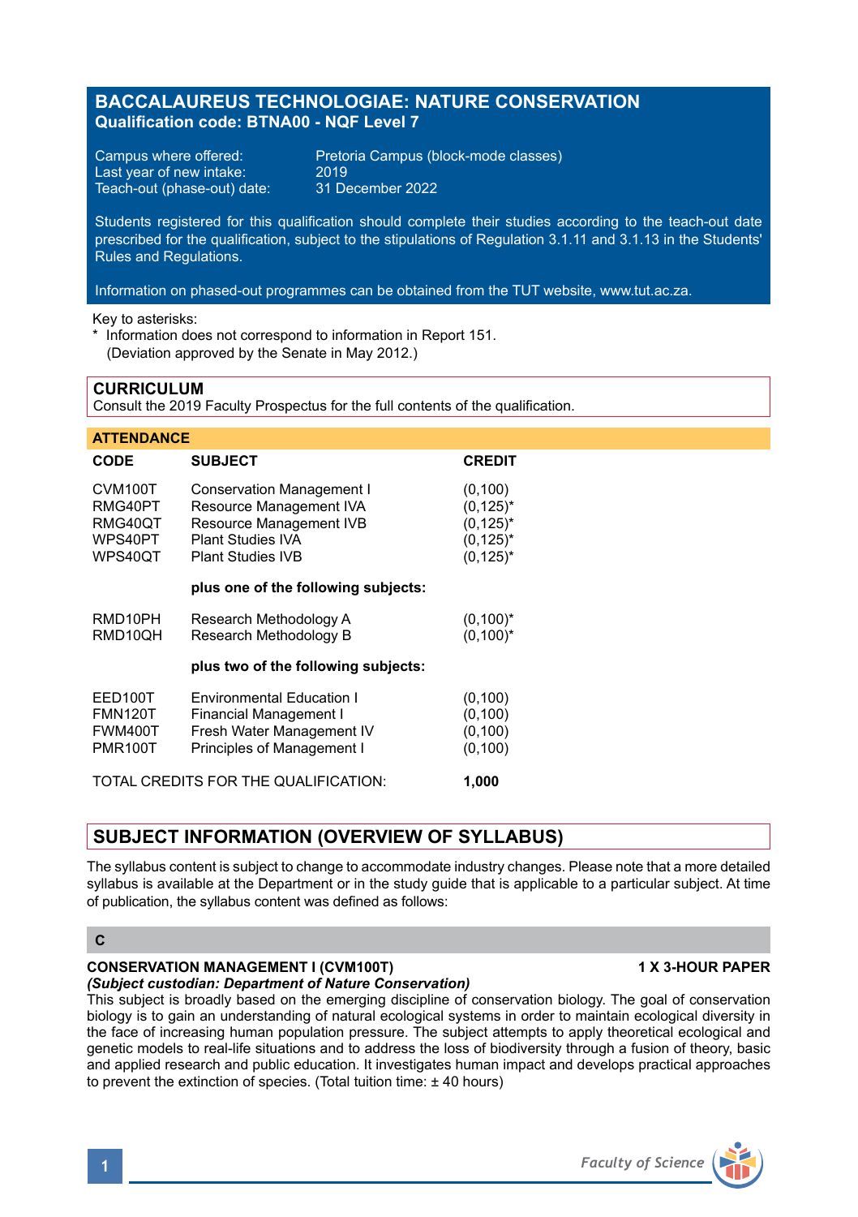# BACCALAUREUS TECHNOLOGIAE: NATURE CONSERVATION

**Qualification code: BTNA00 - NQF Level 7**

Campus where offered: Pretoria Campus (block-mode classes)
Last year of new intake: 2019
Teach-out (phase-out) date: 31 December 2022

Students registered for this qualification should complete their studies according to the teach-out date prescribed for the qualification, subject to the stipulations of Regulation 3.1.11 and 3.1.13 in the Students' Rules and Regulations.

Information on phased-out programmes can be obtained from the TUT website, www.tut.ac.za.

Key to asterisks:
* Information does not correspond to information in Report 151.
  (Deviation approved by the Senate in May 2012.)

## CURRICULUM

Consult the 2019 Faculty Prospectus for the full contents of the qualification.

### ATTENDANCE

| CODE | SUBJECT | CREDIT |
|---|---|---|
| CVM100T | Conservation Management I | (0,100) |
| RMG40PT | Resource Management IVA | (0,125)* |
| RMG40QT | Resource Management IVB | (0,125)* |
| WPS40PT | Plant Studies IVA | (0,125)* |
| WPS40QT | Plant Studies IVB | (0,125)* |
| | **plus one of the following subjects:** | |
| RMD10PH | Research Methodology A | (0,100)* |
| RMD10QH | Research Methodology B | (0,100)* |
| | **plus two of the following subjects:** | |
| EED100T | Environmental Education I | (0,100) |
| FMN120T | Financial Management I | (0,100) |
| FWM400T | Fresh Water Management IV | (0,100) |
| PMR100T | Principles of Management I | (0,100) |
| TOTAL CREDITS FOR THE QUALIFICATION: | | **1,000** |

## SUBJECT INFORMATION (OVERVIEW OF SYLLABUS)

The syllabus content is subject to change to accommodate industry changes. Please note that a more detailed syllabus is available at the Department or in the study guide that is applicable to a particular subject. At time of publication, the syllabus content was defined as follows:

### C

**CONSERVATION MANAGEMENT I (CVM100T) — 1 X 3-HOUR PAPER**

***(Subject custodian: Department of Nature Conservation)***

This subject is broadly based on the emerging discipline of conservation biology. The goal of conservation biology is to gain an understanding of natural ecological systems in order to maintain ecological diversity in the face of increasing human population pressure. The subject attempts to apply theoretical ecological and genetic models to real-life situations and to address the loss of biodiversity through a fusion of theory, basic and applied research and public education. It investigates human impact and develops practical approaches to prevent the extinction of species. (Total tuition time: ± 40 hours)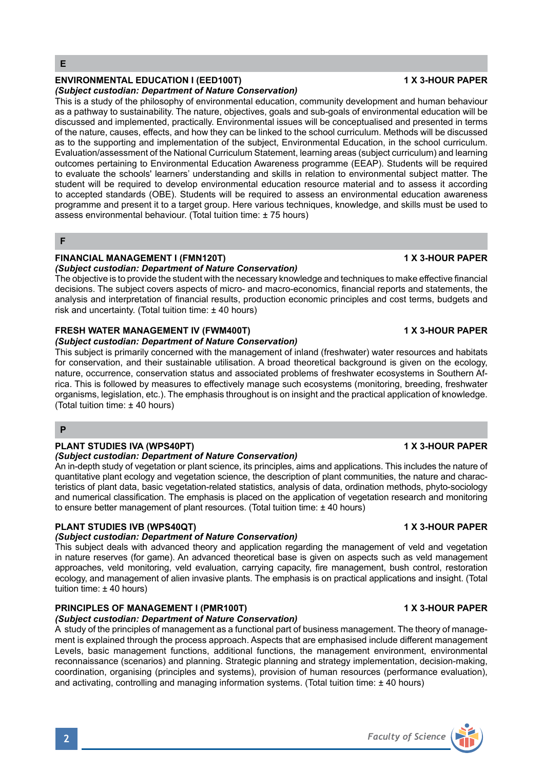## E

### ENVIRONMENTAL EDUCATION I (EED100T) 1 X 3-HOUR PAPER

***(Subject custodian: Department of Nature Conservation)***

This is a study of the philosophy of environmental education, community development and human behaviour as a pathway to sustainability. The nature, objectives, goals and sub-goals of environmental education will be discussed and implemented, practically. Environmental issues will be conceptualised and presented in terms of the nature, causes, effects, and how they can be linked to the school curriculum. Methods will be discussed as to the supporting and implementation of the subject, Environmental Education, in the school curriculum. Evaluation/assessment of the National Curriculum Statement, learning areas (subject curriculum) and learning outcomes pertaining to Environmental Education Awareness programme (EEAP). Students will be required to evaluate the schools' learners' understanding and skills in relation to environmental subject matter. The student will be required to develop environmental education resource material and to assess it according to accepted standards (OBE). Students will be required to assess an environmental education awareness programme and present it to a target group. Here various techniques, knowledge, and skills must be used to assess environmental behaviour. (Total tuition time: ± 75 hours)

## F

### FINANCIAL MANAGEMENT I (FMN120T) 1 X 3-HOUR PAPER

***(Subject custodian: Department of Nature Conservation)***

The objective is to provide the student with the necessary knowledge and techniques to make effective financial decisions. The subject covers aspects of micro- and macro-economics, financial reports and statements, the analysis and interpretation of financial results, production economic principles and cost terms, budgets and risk and uncertainty. (Total tuition time: ± 40 hours)

### FRESH WATER MANAGEMENT IV (FWM400T) 1 X 3-HOUR PAPER

***(Subject custodian: Department of Nature Conservation)***

This subject is primarily concerned with the management of inland (freshwater) water resources and habitats for conservation, and their sustainable utilisation. A broad theoretical background is given on the ecology, nature, occurrence, conservation status and associated problems of freshwater ecosystems in Southern Africa. This is followed by measures to effectively manage such ecosystems (monitoring, breeding, freshwater organisms, legislation, etc.). The emphasis throughout is on insight and the practical application of knowledge. (Total tuition time: ± 40 hours)

## P

### PLANT STUDIES IVA (WPS40PT) 1 X 3-HOUR PAPER

***(Subject custodian: Department of Nature Conservation)***

An in-depth study of vegetation or plant science, its principles, aims and applications. This includes the nature of quantitative plant ecology and vegetation science, the description of plant communities, the nature and characteristics of plant data, basic vegetation-related statistics, analysis of data, ordination methods, phyto-sociology and numerical classification. The emphasis is placed on the application of vegetation research and monitoring to ensure better management of plant resources. (Total tuition time: ± 40 hours)

### PLANT STUDIES IVB (WPS40QT) 1 X 3-HOUR PAPER

***(Subject custodian: Department of Nature Conservation)***

This subject deals with advanced theory and application regarding the management of veld and vegetation in nature reserves (for game). An advanced theoretical base is given on aspects such as veld management approaches, veld monitoring, veld evaluation, carrying capacity, fire management, bush control, restoration ecology, and management of alien invasive plants. The emphasis is on practical applications and insight. (Total tuition time: ± 40 hours)

### PRINCIPLES OF MANAGEMENT I (PMR100T) 1 X 3-HOUR PAPER

***(Subject custodian: Department of Nature Conservation)***

A study of the principles of management as a functional part of business management. The theory of management is explained through the process approach. Aspects that are emphasised include different management Levels, basic management functions, additional functions, the management environment, environmental reconnaissance (scenarios) and planning. Strategic planning and strategy implementation, decision-making, coordination, organising (principles and systems), provision of human resources (performance evaluation), and activating, controlling and managing information systems. (Total tuition time: ± 40 hours)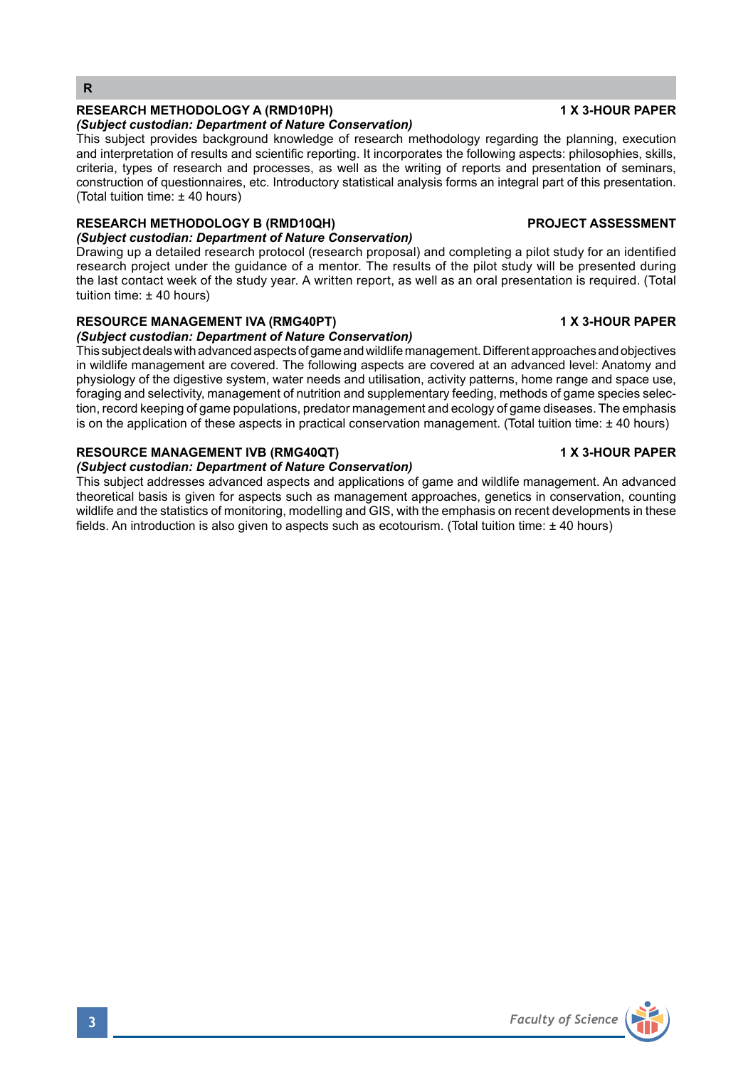## R

**RESEARCH METHODOLOGY A (RMD10PH)** **1 X 3-HOUR PAPER**

***(Subject custodian: Department of Nature Conservation)***

This subject provides background knowledge of research methodology regarding the planning, execution and interpretation of results and scientific reporting. It incorporates the following aspects: philosophies, skills, criteria, types of research and processes, as well as the writing of reports and presentation of seminars, construction of questionnaires, etc. Introductory statistical analysis forms an integral part of this presentation. (Total tuition time: ± 40 hours)

**RESEARCH METHODOLOGY B (RMD10QH)** **PROJECT ASSESSMENT**

***(Subject custodian: Department of Nature Conservation)***

Drawing up a detailed research protocol (research proposal) and completing a pilot study for an identified research project under the guidance of a mentor. The results of the pilot study will be presented during the last contact week of the study year. A written report, as well as an oral presentation is required. (Total tuition time: ± 40 hours)

**RESOURCE MANAGEMENT IVA (RMG40PT)** **1 X 3-HOUR PAPER**

***(Subject custodian: Department of Nature Conservation)***

This subject deals with advanced aspects of game and wildlife management. Different approaches and objectives in wildlife management are covered. The following aspects are covered at an advanced level: Anatomy and physiology of the digestive system, water needs and utilisation, activity patterns, home range and space use, foraging and selectivity, management of nutrition and supplementary feeding, methods of game species selection, record keeping of game populations, predator management and ecology of game diseases. The emphasis is on the application of these aspects in practical conservation management. (Total tuition time: ± 40 hours)

**RESOURCE MANAGEMENT IVB (RMG40QT)** **1 X 3-HOUR PAPER**

***(Subject custodian: Department of Nature Conservation)***

This subject addresses advanced aspects and applications of game and wildlife management. An advanced theoretical basis is given for aspects such as management approaches, genetics in conservation, counting wildlife and the statistics of monitoring, modelling and GIS, with the emphasis on recent developments in these fields. An introduction is also given to aspects such as ecotourism. (Total tuition time: ± 40 hours)